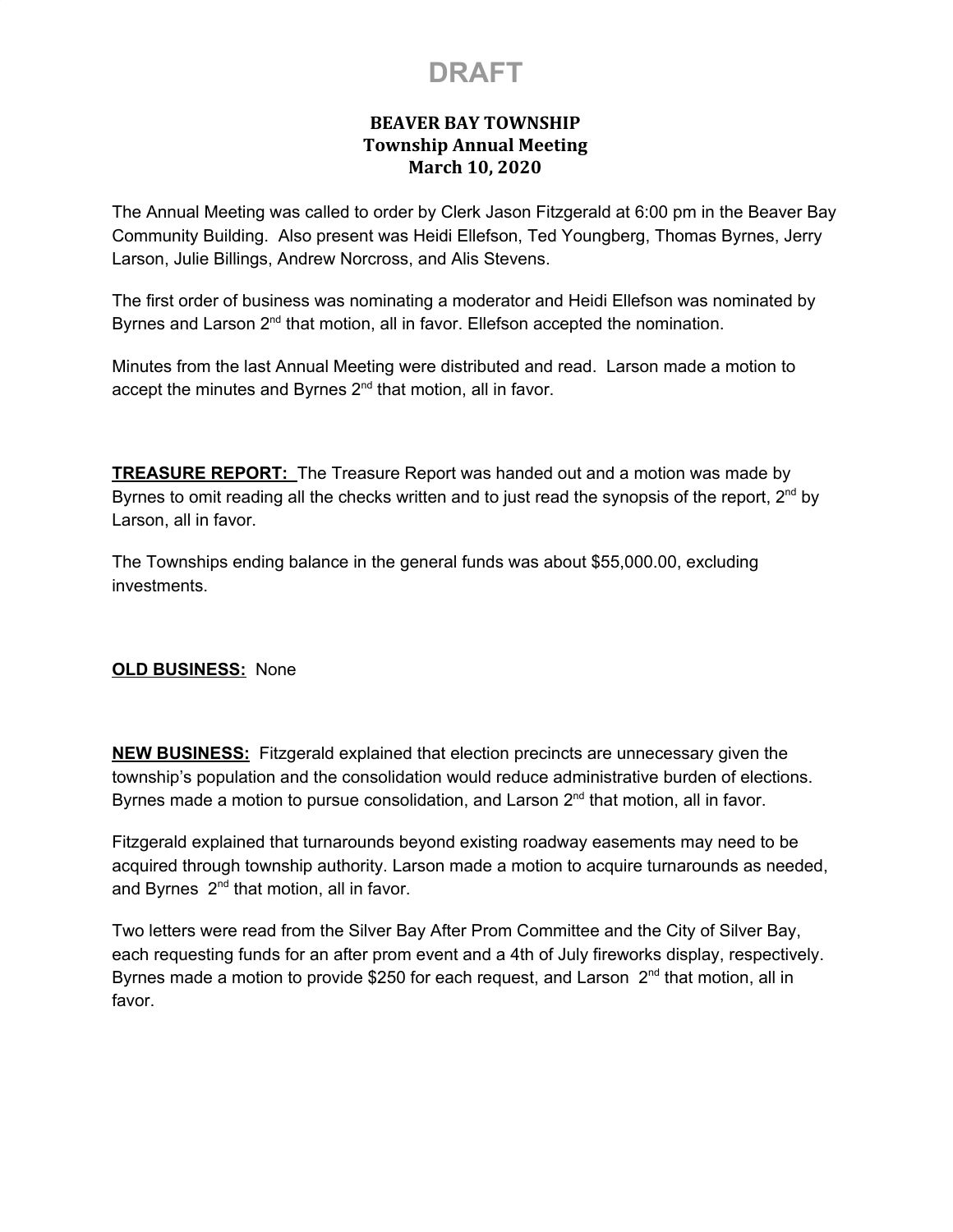# DRAFT

## BEAVER BAY TOWNSHIP
### Township Annual Meeting
### March 10, 2020

The Annual Meeting was called to order by Clerk Jason Fitzgerald at 6:00 pm in the Beaver Bay Community Building. Also present was Heidi Ellefson, Ted Youngberg, Thomas Byrnes, Jerry Larson, Julie Billings, Andrew Norcross, and Alis Stevens.

The first order of business was nominating a moderator and Heidi Ellefson was nominated by Byrnes and Larson 2nd that motion, all in favor. Ellefson accepted the nomination.

Minutes from the last Annual Meeting were distributed and read. Larson made a motion to accept the minutes and Byrnes 2nd that motion, all in favor.

**TREASURE REPORT:** The Treasure Report was handed out and a motion was made by Byrnes to omit reading all the checks written and to just read the synopsis of the report, 2nd by Larson, all in favor.

The Townships ending balance in the general funds was about $55,000.00, excluding investments.

**OLD BUSINESS:** None

**NEW BUSINESS:** Fitzgerald explained that election precincts are unnecessary given the township's population and the consolidation would reduce administrative burden of elections. Byrnes made a motion to pursue consolidation, and Larson 2nd that motion, all in favor.

Fitzgerald explained that turnarounds beyond existing roadway easements may need to be acquired through township authority. Larson made a motion to acquire turnarounds as needed, and Byrnes 2nd that motion, all in favor.

Two letters were read from the Silver Bay After Prom Committee and the City of Silver Bay, each requesting funds for an after prom event and a 4th of July fireworks display, respectively. Byrnes made a motion to provide $250 for each request, and Larson 2nd that motion, all in favor.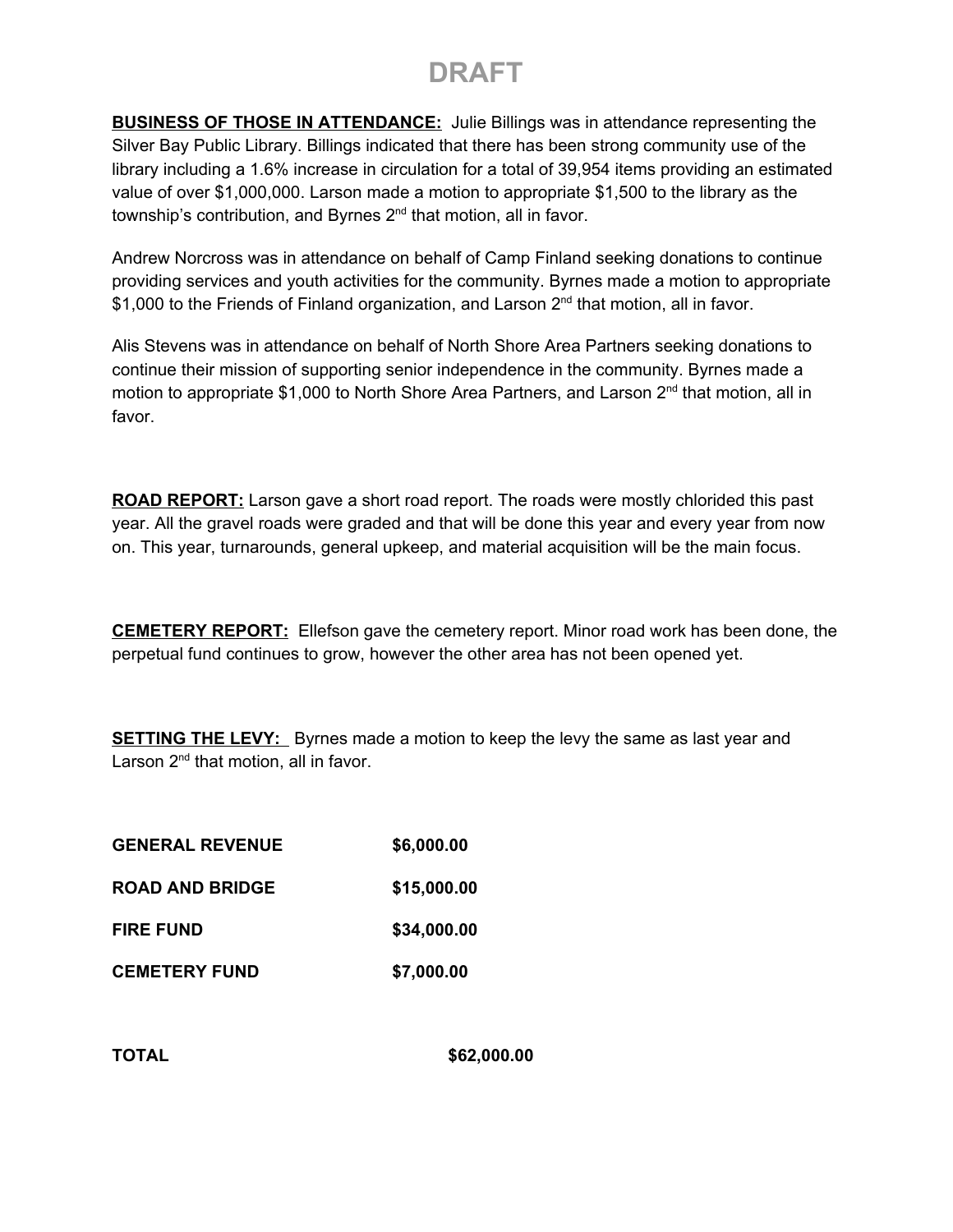# DRAFT

**BUSINESS OF THOSE IN ATTENDANCE:** Julie Billings was in attendance representing the Silver Bay Public Library. Billings indicated that there has been strong community use of the library including a 1.6% increase in circulation for a total of 39,954 items providing an estimated value of over $1,000,000. Larson made a motion to appropriate $1,500 to the library as the township's contribution, and Byrnes 2nd that motion, all in favor.

Andrew Norcross was in attendance on behalf of Camp Finland seeking donations to continue providing services and youth activities for the community. Byrnes made a motion to appropriate $1,000 to the Friends of Finland organization, and Larson 2nd that motion, all in favor.

Alis Stevens was in attendance on behalf of North Shore Area Partners seeking donations to continue their mission of supporting senior independence in the community. Byrnes made a motion to appropriate $1,000 to North Shore Area Partners, and Larson 2nd that motion, all in favor.

**ROAD REPORT:** Larson gave a short road report. The roads were mostly chlorided this past year. All the gravel roads were graded and that will be done this year and every year from now on. This year, turnarounds, general upkeep, and material acquisition will be the main focus.

**CEMETERY REPORT:** Ellefson gave the cemetery report. Minor road work has been done, the perpetual fund continues to grow, however the other area has not been opened yet.

**SETTING THE LEVY:** Byrnes made a motion to keep the levy the same as last year and Larson 2nd that motion, all in favor.

| | |
|---|---|
| **GENERAL REVENUE** | **$6,000.00** |
| **ROAD AND BRIDGE** | **$15,000.00** |
| **FIRE FUND** | **$34,000.00** |
| **CEMETERY FUND** | **$7,000.00** |
| **TOTAL** | **$62,000.00** |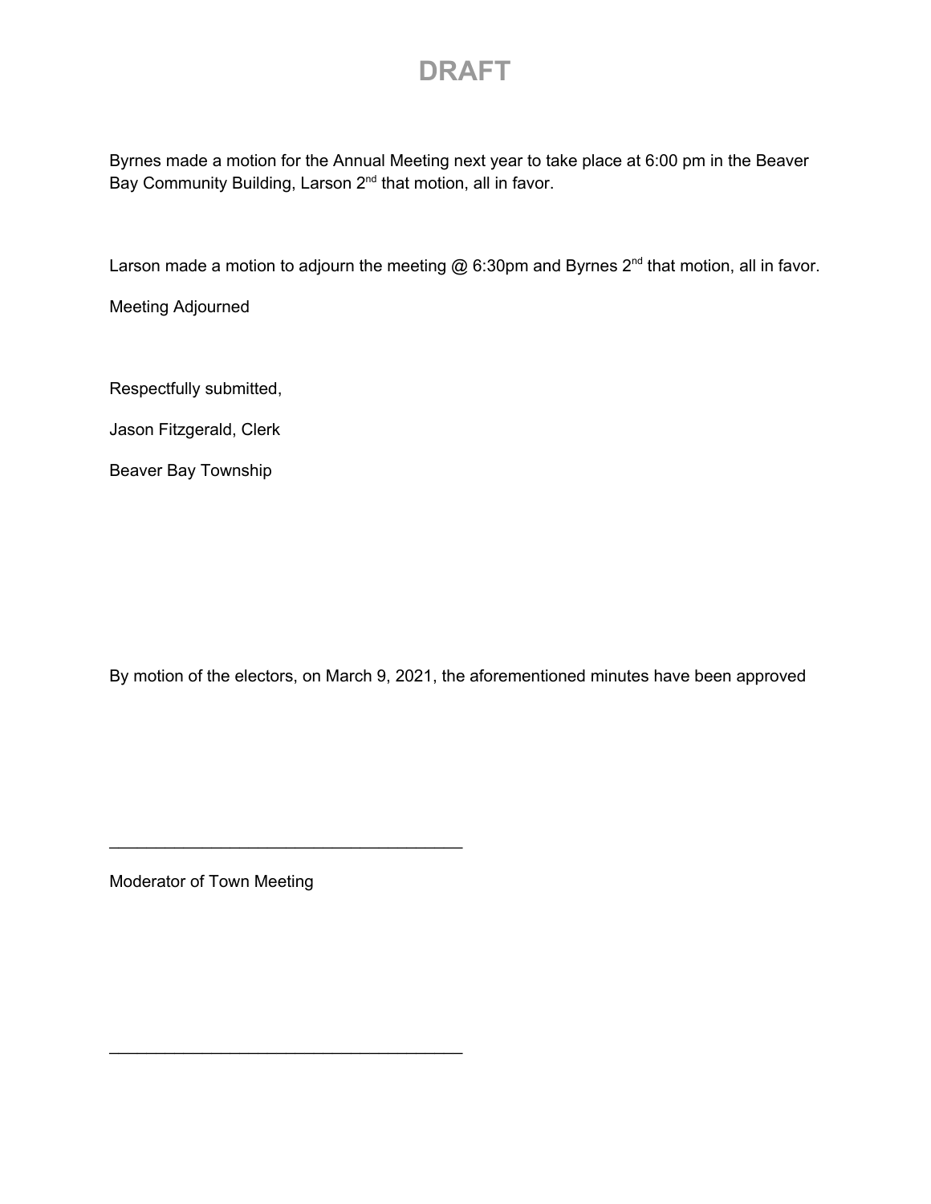# DRAFT

Byrnes made a motion for the Annual Meeting next year to take place at 6:00 pm in the Beaver Bay Community Building, Larson 2nd that motion, all in favor.

Larson made a motion to adjourn the meeting @ 6:30pm and Byrnes 2nd that motion, all in favor.

Meeting Adjourned

Respectfully submitted,

Jason Fitzgerald, Clerk

Beaver Bay Township

By motion of the electors, on March 9, 2021, the aforementioned minutes have been approved

______________________________________

Moderator of Town Meeting

______________________________________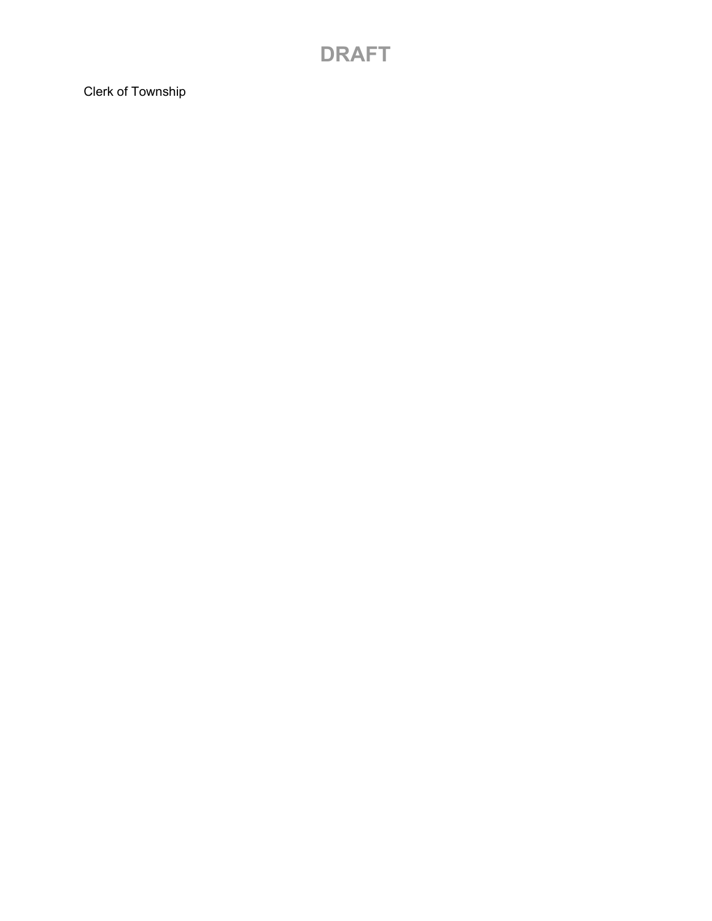DRAFT

Clerk of Township